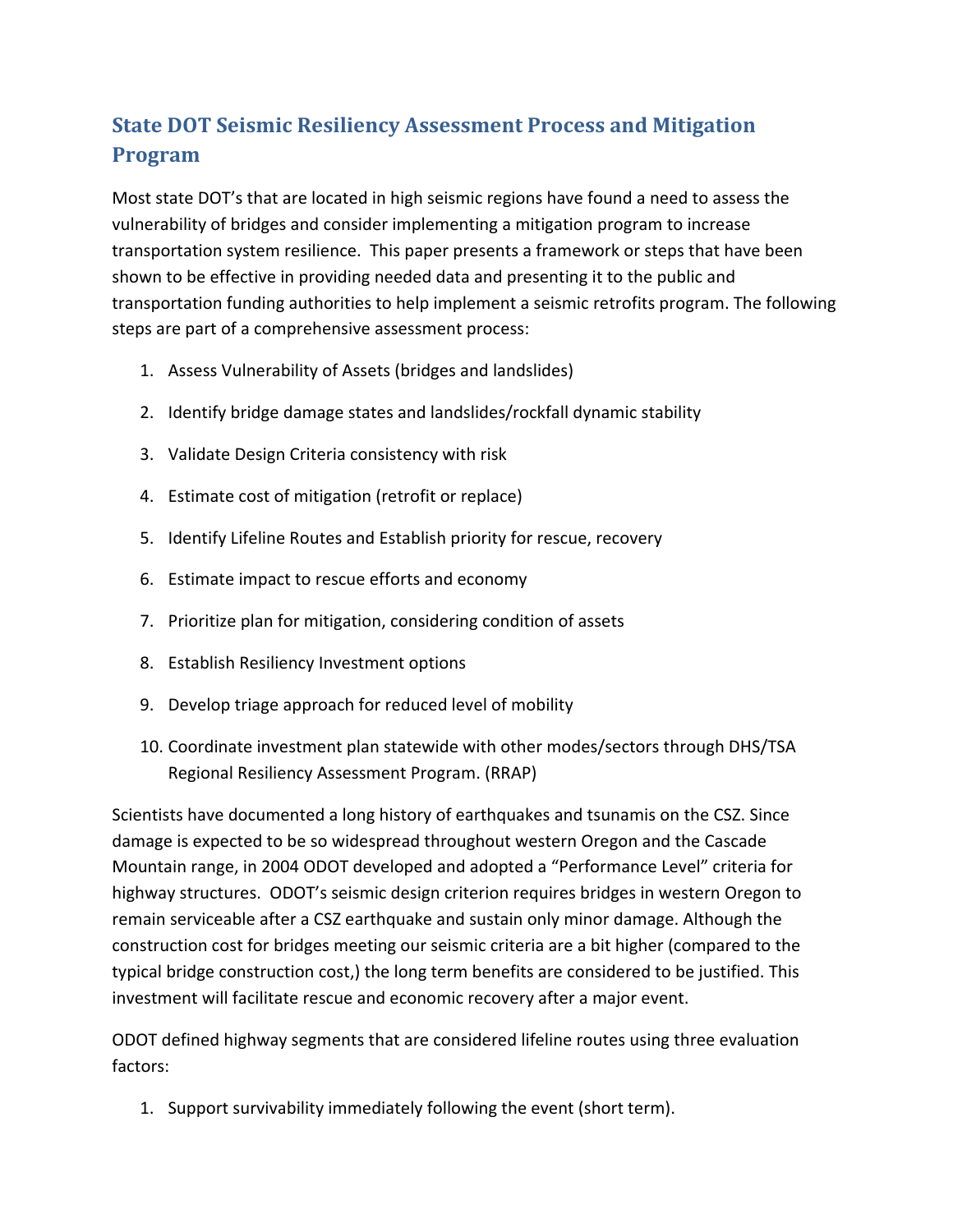## State DOT Seismic Resiliency Assessment Process and Mitigation Program

Most state DOT's that are located in high seismic regions have found a need to assess the vulnerability of bridges and consider implementing a mitigation program to increase transportation system resilience. This paper presents a framework or steps that have been shown to be effective in providing needed data and presenting it to the public and transportation funding authorities to help implement a seismic retrofits program. The following steps are part of a comprehensive assessment process:

1. Assess Vulnerability of Assets (bridges and landslides)
2. Identify bridge damage states and landslides/rockfall dynamic stability
3. Validate Design Criteria consistency with risk
4. Estimate cost of mitigation (retrofit or replace)
5. Identify Lifeline Routes and Establish priority for rescue, recovery
6. Estimate impact to rescue efforts and economy
7. Prioritize plan for mitigation, considering condition of assets
8. Establish Resiliency Investment options
9. Develop triage approach for reduced level of mobility
10. Coordinate investment plan statewide with other modes/sectors through DHS/TSA Regional Resiliency Assessment Program. (RRAP)

Scientists have documented a long history of earthquakes and tsunamis on the CSZ. Since damage is expected to be so widespread throughout western Oregon and the Cascade Mountain range, in 2004 ODOT developed and adopted a "Performance Level" criteria for highway structures. ODOT's seismic design criterion requires bridges in western Oregon to remain serviceable after a CSZ earthquake and sustain only minor damage. Although the construction cost for bridges meeting our seismic criteria are a bit higher (compared to the typical bridge construction cost,) the long term benefits are considered to be justified. This investment will facilitate rescue and economic recovery after a major event.

ODOT defined highway segments that are considered lifeline routes using three evaluation factors:

1. Support survivability immediately following the event (short term).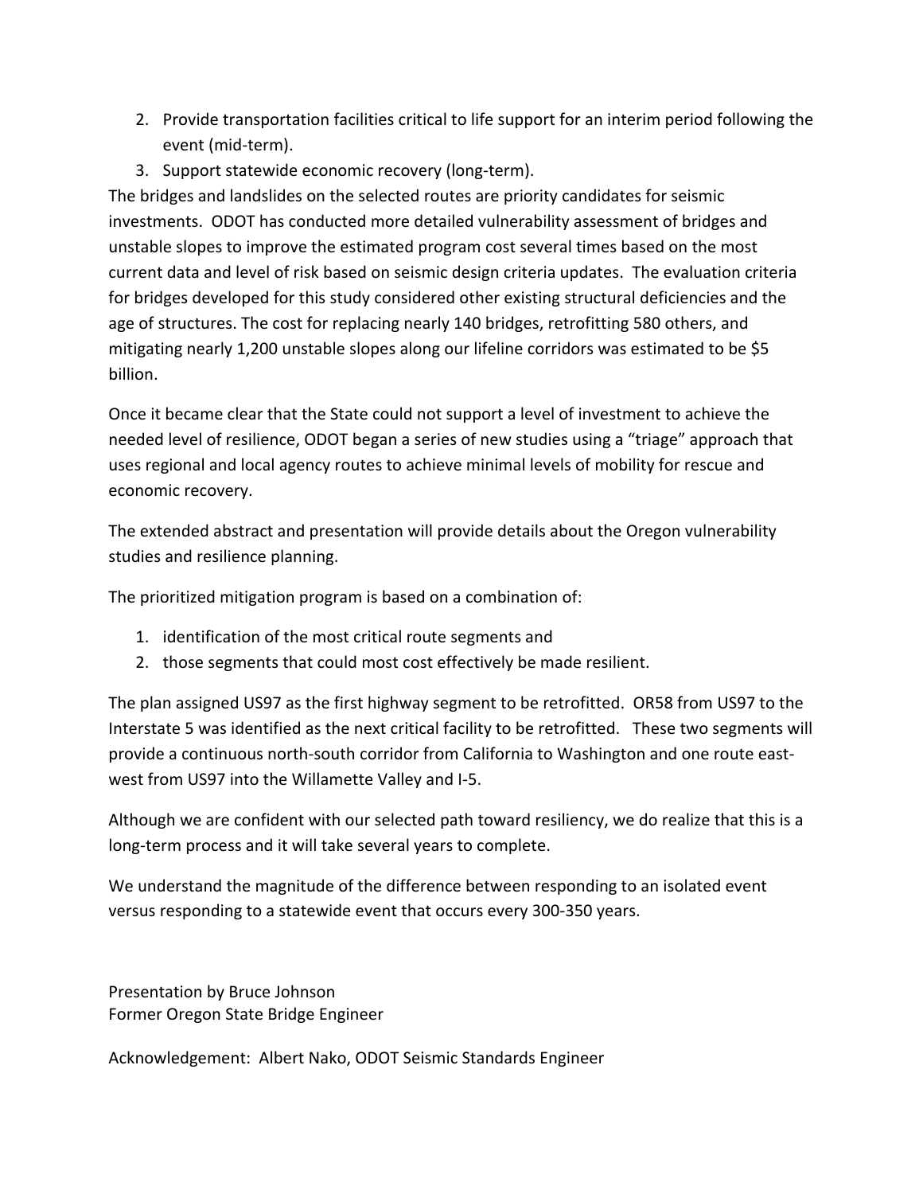2. Provide transportation facilities critical to life support for an interim period following the event (mid-term).
3. Support statewide economic recovery (long-term).

The bridges and landslides on the selected routes are priority candidates for seismic investments. ODOT has conducted more detailed vulnerability assessment of bridges and unstable slopes to improve the estimated program cost several times based on the most current data and level of risk based on seismic design criteria updates. The evaluation criteria for bridges developed for this study considered other existing structural deficiencies and the age of structures. The cost for replacing nearly 140 bridges, retrofitting 580 others, and mitigating nearly 1,200 unstable slopes along our lifeline corridors was estimated to be $5 billion.

Once it became clear that the State could not support a level of investment to achieve the needed level of resilience, ODOT began a series of new studies using a "triage" approach that uses regional and local agency routes to achieve minimal levels of mobility for rescue and economic recovery.

The extended abstract and presentation will provide details about the Oregon vulnerability studies and resilience planning.

The prioritized mitigation program is based on a combination of:

1. identification of the most critical route segments and
2. those segments that could most cost effectively be made resilient.

The plan assigned US97 as the first highway segment to be retrofitted. OR58 from US97 to the Interstate 5 was identified as the next critical facility to be retrofitted. These two segments will provide a continuous north-south corridor from California to Washington and one route east-west from US97 into the Willamette Valley and I-5.

Although we are confident with our selected path toward resiliency, we do realize that this is a long-term process and it will take several years to complete.

We understand the magnitude of the difference between responding to an isolated event versus responding to a statewide event that occurs every 300-350 years.

Presentation by Bruce Johnson
Former Oregon State Bridge Engineer

Acknowledgement: Albert Nako, ODOT Seismic Standards Engineer